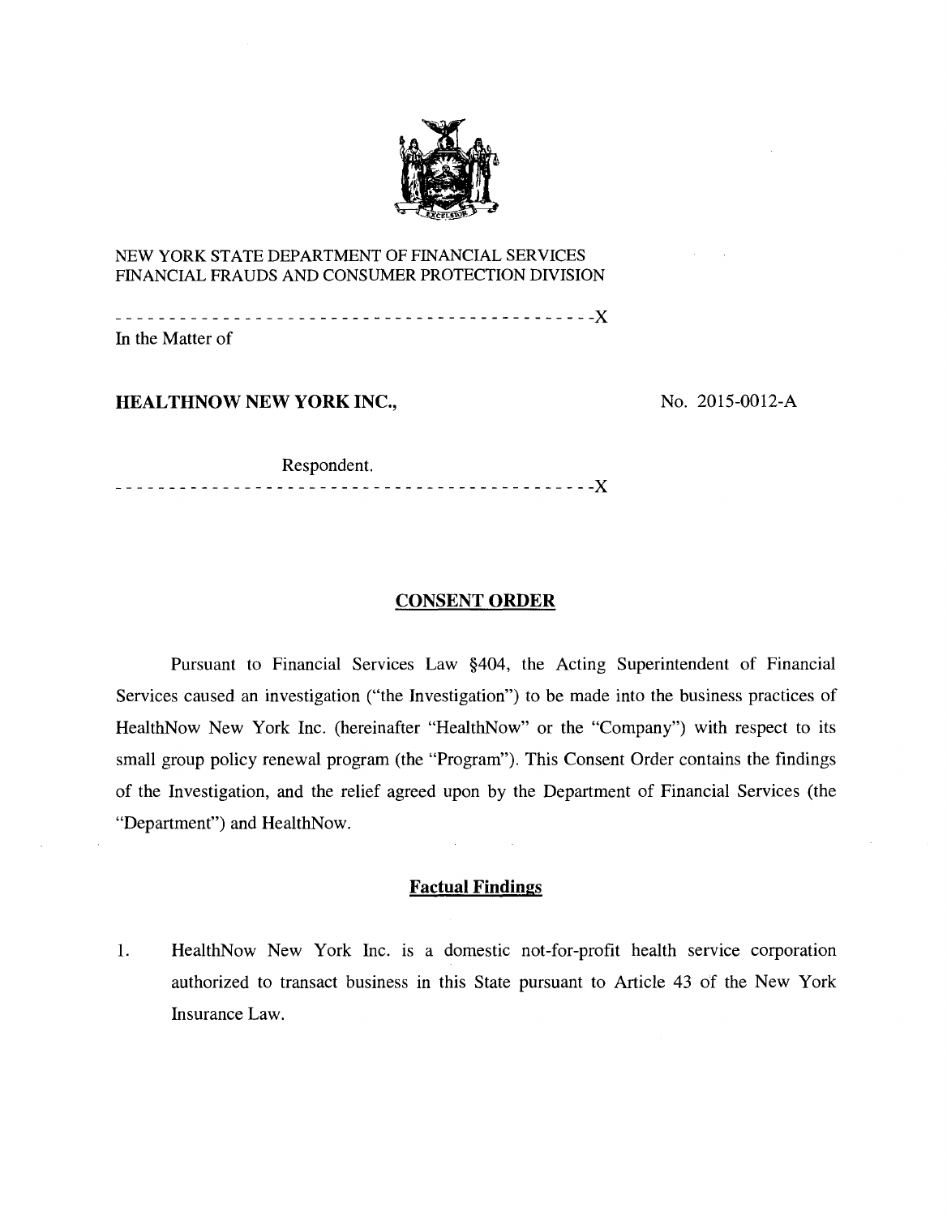NEW YORK STATE DEPARTMENT OF FINANCIAL SERVICES
FINANCIAL FRAUDS AND CONSUMER PROTECTION DIVISION

---------------------------------------------X

In the Matter of

**HEALTHNOW NEW YORK INC.,**

No. 2015-0012-A

Respondent.

---------------------------------------------X

## CONSENT ORDER

Pursuant to Financial Services Law §404, the Acting Superintendent of Financial Services caused an investigation ("the Investigation") to be made into the business practices of HealthNow New York Inc. (hereinafter "HealthNow" or the "Company") with respect to its small group policy renewal program (the "Program"). This Consent Order contains the findings of the Investigation, and the relief agreed upon by the Department of Financial Services (the "Department") and HealthNow.

### Factual Findings

1. HealthNow New York Inc. is a domestic not-for-profit health service corporation authorized to transact business in this State pursuant to Article 43 of the New York Insurance Law.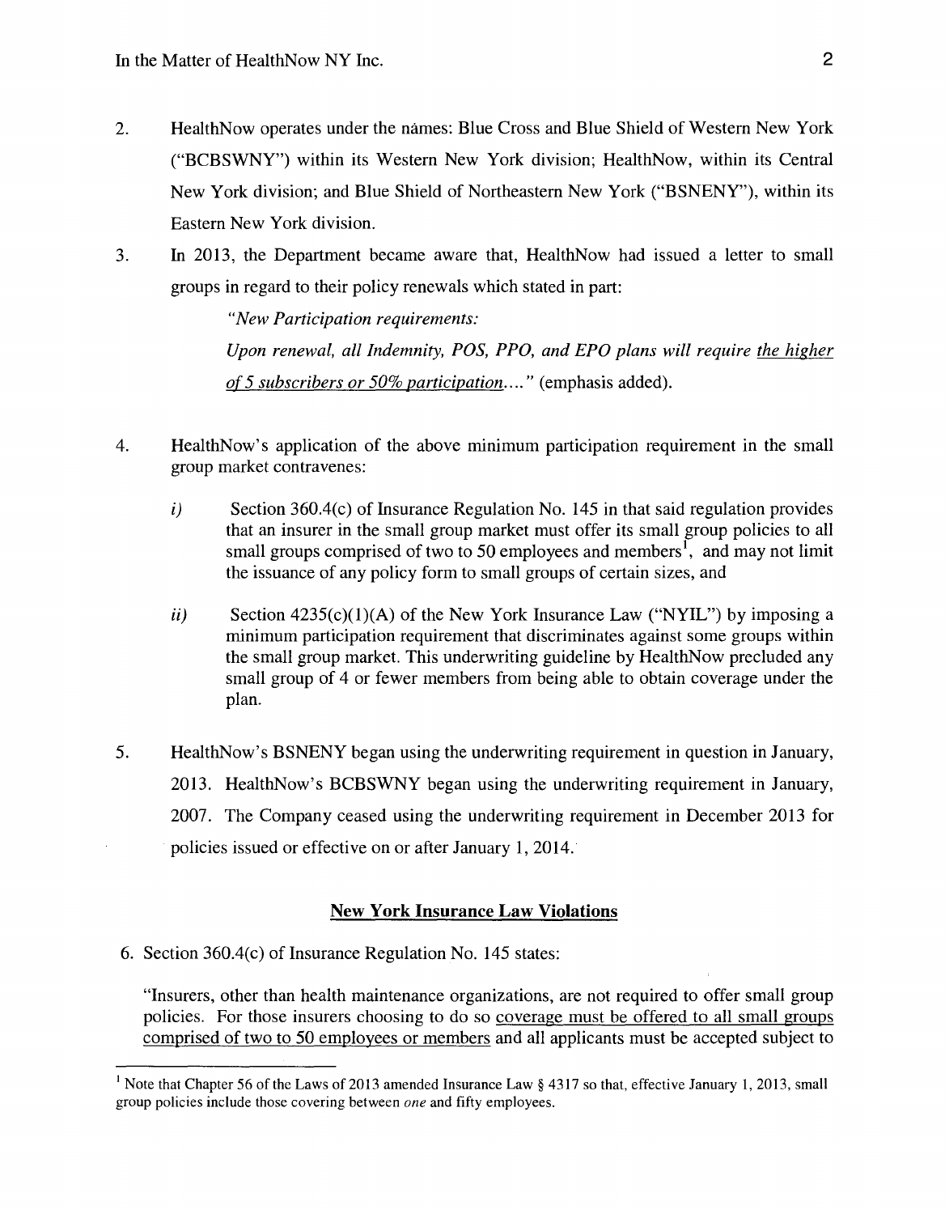2. HealthNow operates under the names: Blue Cross and Blue Shield of Western New York ("BCBSWNY") within its Western New York division; HealthNow, within its Central New York division; and Blue Shield of Northeastern New York ("BSNENY"), within its Eastern New York division.

3. In 2013, the Department became aware that, HealthNow had issued a letter to small groups in regard to their policy renewals which stated in part:

   *"New Participation requirements:*

   *Upon renewal, all Indemnity, POS, PPO, and EPO plans will require <u>the higher of 5 subscribers or 50% participation</u>...."* (emphasis added).

4. HealthNow's application of the above minimum participation requirement in the small group market contravenes:

   *i)* Section 360.4(c) of Insurance Regulation No. 145 in that said regulation provides that an insurer in the small group market must offer its small group policies to all small groups comprised of two to 50 employees and members[1], and may not limit the issuance of any policy form to small groups of certain sizes, and

   *ii)* Section 4235(c)(1)(A) of the New York Insurance Law ("NYIL") by imposing a minimum participation requirement that discriminates against some groups within the small group market. This underwriting guideline by HealthNow precluded any small group of 4 or fewer members from being able to obtain coverage under the plan.

5. HealthNow's BSNENY began using the underwriting requirement in question in January, 2013. HealthNow's BCBSWNY began using the underwriting requirement in January, 2007. The Company ceased using the underwriting requirement in December 2013 for policies issued or effective on or after January 1, 2014.

## New York Insurance Law Violations

6. Section 360.4(c) of Insurance Regulation No. 145 states:

"Insurers, other than health maintenance organizations, are not required to offer small group policies. For those insurers choosing to do so <u>coverage must be offered to all small groups comprised of two to 50 employees or members</u> and all applicants must be accepted subject to

---

[1] Note that Chapter 56 of the Laws of 2013 amended Insurance Law § 4317 so that, effective January 1, 2013, small group policies include those covering between *one* and fifty employees.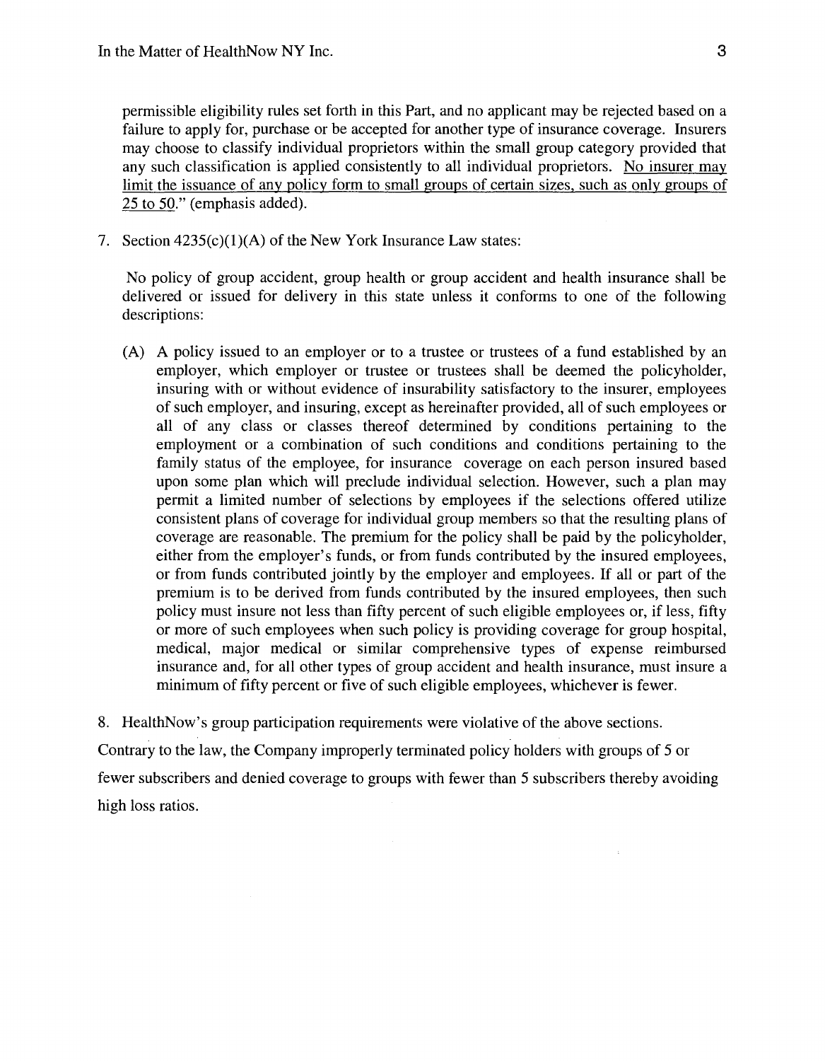permissible eligibility rules set forth in this Part, and no applicant may be rejected based on a failure to apply for, purchase or be accepted for another type of insurance coverage. Insurers may choose to classify individual proprietors within the small group category provided that any such classification is applied consistently to all individual proprietors. <u>No insurer may limit the issuance of any policy form to small groups of certain sizes, such as only groups of 25 to 50</u>." (emphasis added).

7. Section 4235(c)(1)(A) of the New York Insurance Law states:

   No policy of group accident, group health or group accident and health insurance shall be delivered or issued for delivery in this state unless it conforms to one of the following descriptions:

   (A) A policy issued to an employer or to a trustee or trustees of a fund established by an employer, which employer or trustee or trustees shall be deemed the policyholder, insuring with or without evidence of insurability satisfactory to the insurer, employees of such employer, and insuring, except as hereinafter provided, all of such employees or all of any class or classes thereof determined by conditions pertaining to the employment or a combination of such conditions and conditions pertaining to the family status of the employee, for insurance coverage on each person insured based upon some plan which will preclude individual selection. However, such a plan may permit a limited number of selections by employees if the selections offered utilize consistent plans of coverage for individual group members so that the resulting plans of coverage are reasonable. The premium for the policy shall be paid by the policyholder, either from the employer's funds, or from funds contributed by the insured employees, or from funds contributed jointly by the employer and employees. If all or part of the premium is to be derived from funds contributed by the insured employees, then such policy must insure not less than fifty percent of such eligible employees or, if less, fifty or more of such employees when such policy is providing coverage for group hospital, medical, major medical or similar comprehensive types of expense reimbursed insurance and, for all other types of group accident and health insurance, must insure a minimum of fifty percent or five of such eligible employees, whichever is fewer.

8. HealthNow's group participation requirements were violative of the above sections.

Contrary to the law, the Company improperly terminated policy holders with groups of 5 or fewer subscribers and denied coverage to groups with fewer than 5 subscribers thereby avoiding high loss ratios.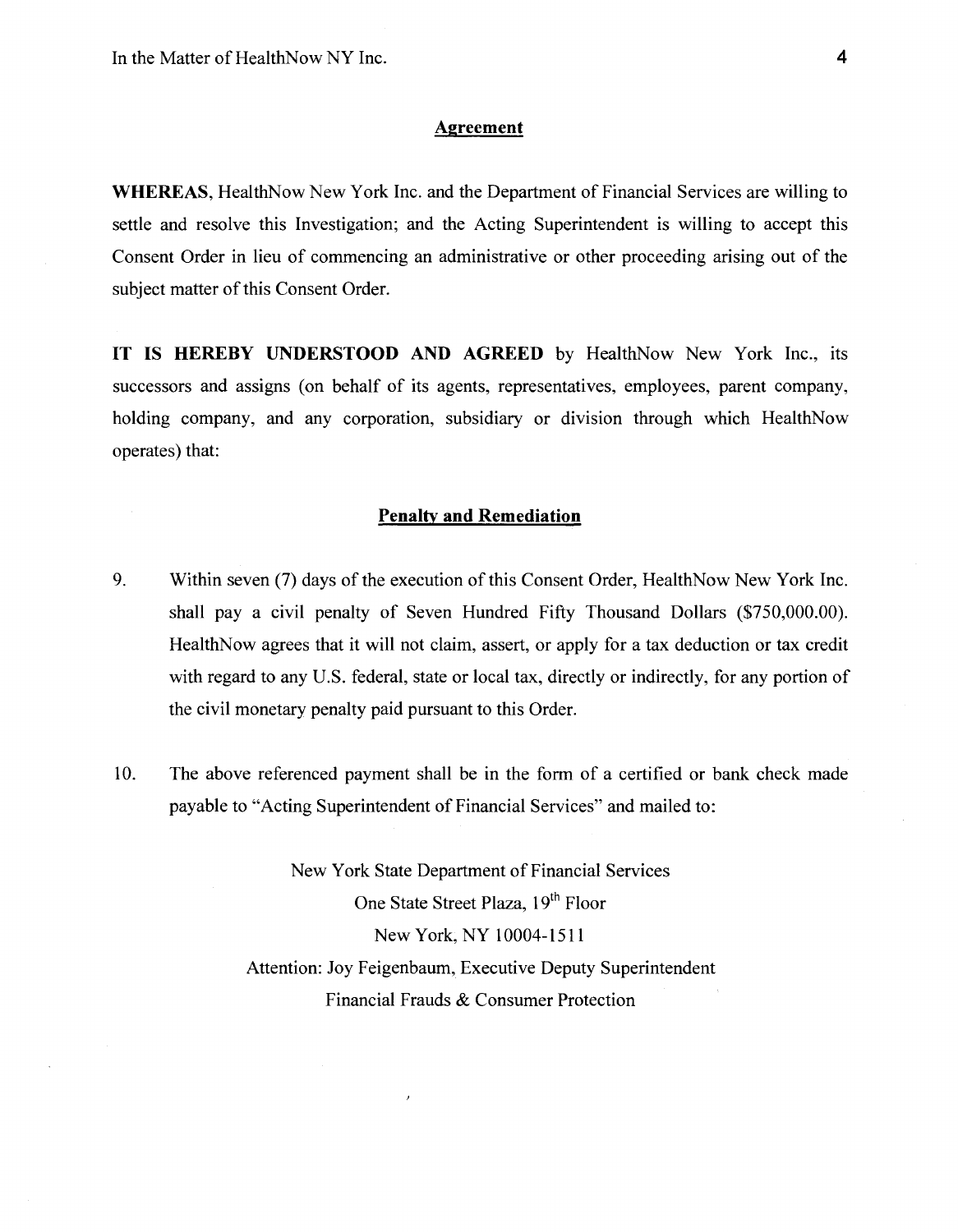## Agreement

**WHEREAS**, HealthNow New York Inc. and the Department of Financial Services are willing to settle and resolve this Investigation; and the Acting Superintendent is willing to accept this Consent Order in lieu of commencing an administrative or other proceeding arising out of the subject matter of this Consent Order.

**IT IS HEREBY UNDERSTOOD AND AGREED** by HealthNow New York Inc., its successors and assigns (on behalf of its agents, representatives, employees, parent company, holding company, and any corporation, subsidiary or division through which HealthNow operates) that:

## Penalty and Remediation

9. Within seven (7) days of the execution of this Consent Order, HealthNow New York Inc. shall pay a civil penalty of Seven Hundred Fifty Thousand Dollars ($750,000.00). HealthNow agrees that it will not claim, assert, or apply for a tax deduction or tax credit with regard to any U.S. federal, state or local tax, directly or indirectly, for any portion of the civil monetary penalty paid pursuant to this Order.

10. The above referenced payment shall be in the form of a certified or bank check made payable to "Acting Superintendent of Financial Services" and mailed to:

New York State Department of Financial Services
One State Street Plaza, 19th Floor
New York, NY 10004-1511
Attention: Joy Feigenbaum, Executive Deputy Superintendent
Financial Frauds & Consumer Protection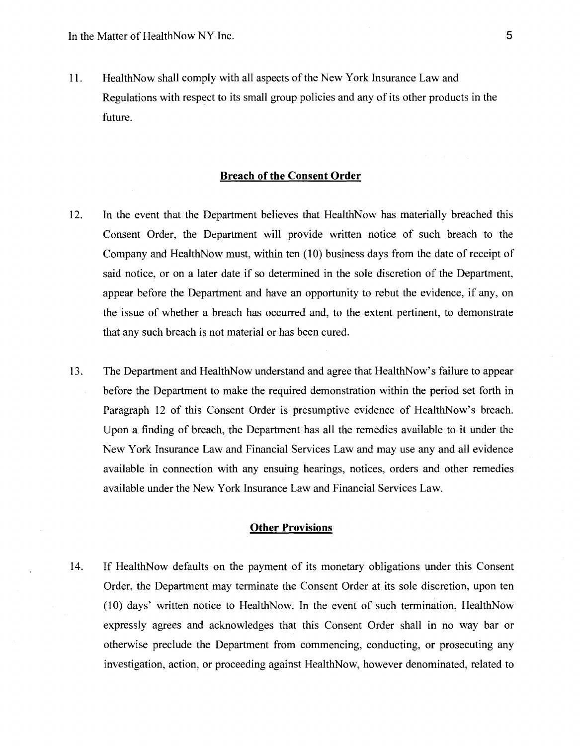11. HealthNow shall comply with all aspects of the New York Insurance Law and Regulations with respect to its small group policies and any of its other products in the future.

## Breach of the Consent Order

12. In the event that the Department believes that HealthNow has materially breached this Consent Order, the Department will provide written notice of such breach to the Company and HealthNow must, within ten (10) business days from the date of receipt of said notice, or on a later date if so determined in the sole discretion of the Department, appear before the Department and have an opportunity to rebut the evidence, if any, on the issue of whether a breach has occurred and, to the extent pertinent, to demonstrate that any such breach is not material or has been cured.

13. The Department and HealthNow understand and agree that HealthNow's failure to appear before the Department to make the required demonstration within the period set forth in Paragraph 12 of this Consent Order is presumptive evidence of HealthNow's breach. Upon a finding of breach, the Department has all the remedies available to it under the New York Insurance Law and Financial Services Law and may use any and all evidence available in connection with any ensuing hearings, notices, orders and other remedies available under the New York Insurance Law and Financial Services Law.

## Other Provisions

14. If HealthNow defaults on the payment of its monetary obligations under this Consent Order, the Department may terminate the Consent Order at its sole discretion, upon ten (10) days' written notice to HealthNow. In the event of such termination, HealthNow expressly agrees and acknowledges that this Consent Order shall in no way bar or otherwise preclude the Department from commencing, conducting, or prosecuting any investigation, action, or proceeding against HealthNow, however denominated, related to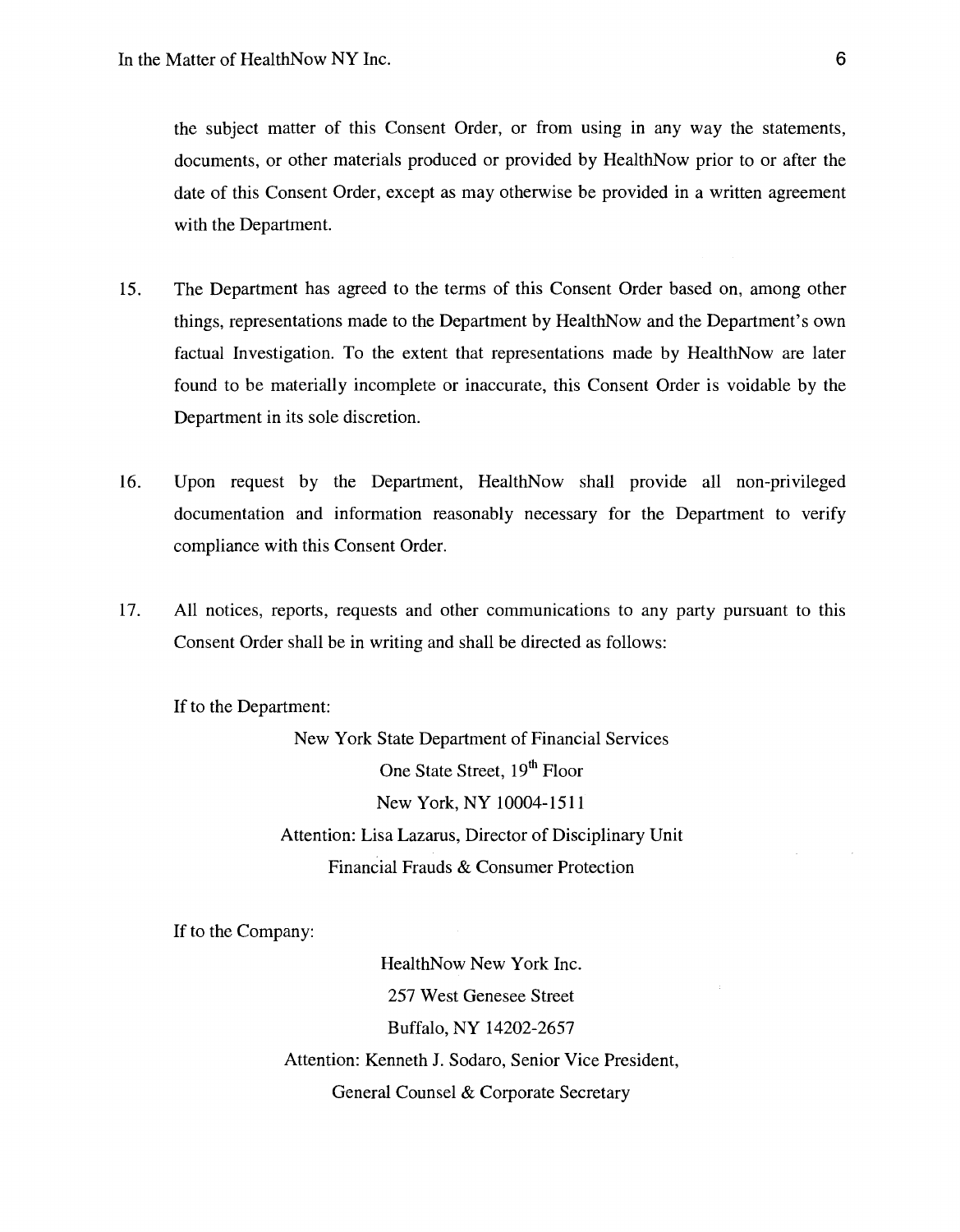the subject matter of this Consent Order, or from using in any way the statements, documents, or other materials produced or provided by HealthNow prior to or after the date of this Consent Order, except as may otherwise be provided in a written agreement with the Department.

15. The Department has agreed to the terms of this Consent Order based on, among other things, representations made to the Department by HealthNow and the Department's own factual Investigation. To the extent that representations made by HealthNow are later found to be materially incomplete or inaccurate, this Consent Order is voidable by the Department in its sole discretion.

16. Upon request by the Department, HealthNow shall provide all non-privileged documentation and information reasonably necessary for the Department to verify compliance with this Consent Order.

17. All notices, reports, requests and other communications to any party pursuant to this Consent Order shall be in writing and shall be directed as follows:

If to the Department:

New York State Department of Financial Services
One State Street, 19th Floor
New York, NY 10004-1511
Attention: Lisa Lazarus, Director of Disciplinary Unit
Financial Frauds & Consumer Protection

If to the Company:

HealthNow New York Inc.
257 West Genesee Street
Buffalo, NY 14202-2657
Attention: Kenneth J. Sodaro, Senior Vice President,
General Counsel & Corporate Secretary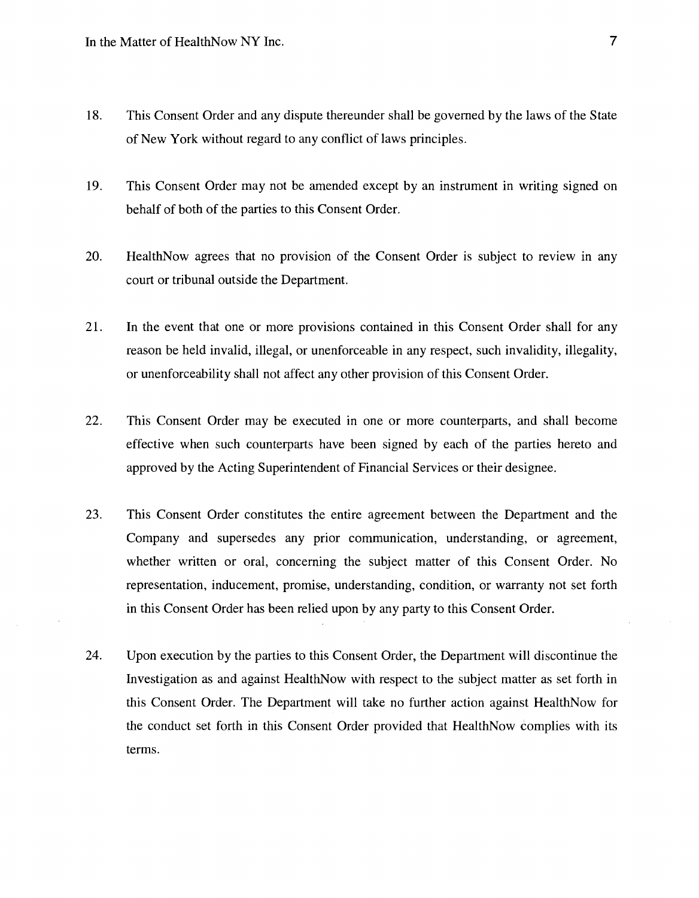18. This Consent Order and any dispute thereunder shall be governed by the laws of the State of New York without regard to any conflict of laws principles.

19. This Consent Order may not be amended except by an instrument in writing signed on behalf of both of the parties to this Consent Order.

20. HealthNow agrees that no provision of the Consent Order is subject to review in any court or tribunal outside the Department.

21. In the event that one or more provisions contained in this Consent Order shall for any reason be held invalid, illegal, or unenforceable in any respect, such invalidity, illegality, or unenforceability shall not affect any other provision of this Consent Order.

22. This Consent Order may be executed in one or more counterparts, and shall become effective when such counterparts have been signed by each of the parties hereto and approved by the Acting Superintendent of Financial Services or their designee.

23. This Consent Order constitutes the entire agreement between the Department and the Company and supersedes any prior communication, understanding, or agreement, whether written or oral, concerning the subject matter of this Consent Order. No representation, inducement, promise, understanding, condition, or warranty not set forth in this Consent Order has been relied upon by any party to this Consent Order.

24. Upon execution by the parties to this Consent Order, the Department will discontinue the Investigation as and against HealthNow with respect to the subject matter as set forth in this Consent Order. The Department will take no further action against HealthNow for the conduct set forth in this Consent Order provided that HealthNow complies with its terms.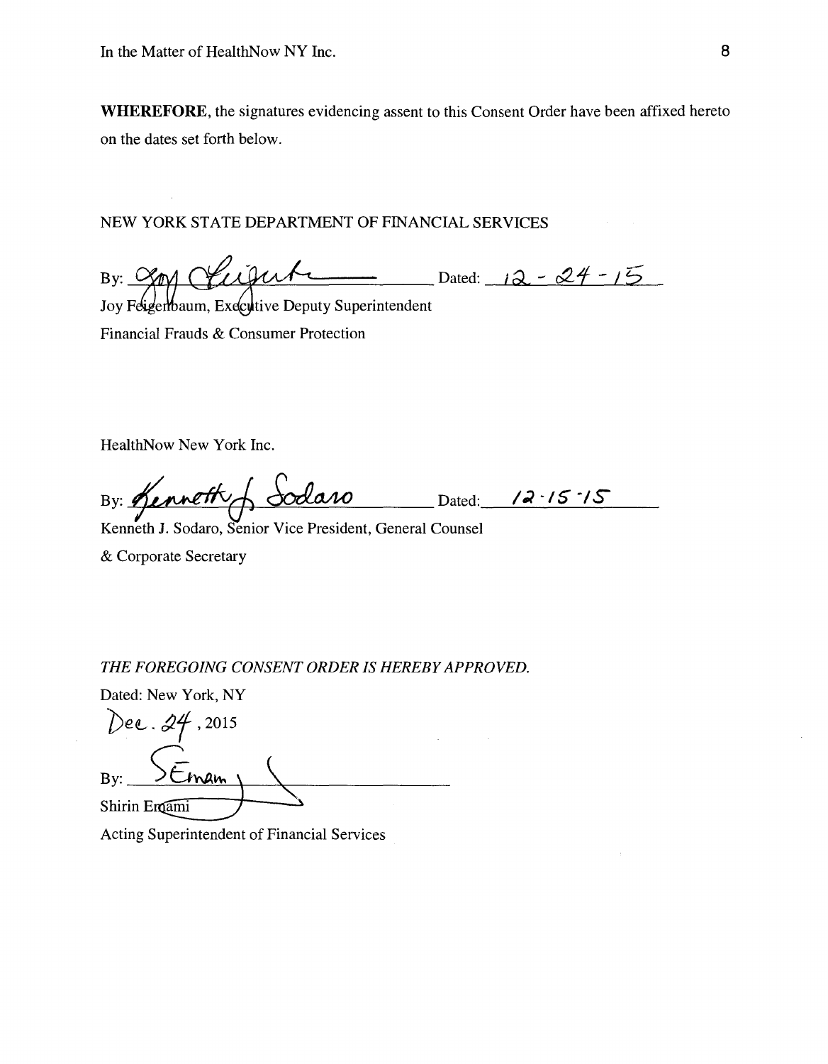**WHEREFORE**, the signatures evidencing assent to this Consent Order have been affixed hereto on the dates set forth below.

NEW YORK STATE DEPARTMENT OF FINANCIAL SERVICES

By: _______________________ Dated: 12-24-15

Joy Feigenbaum, Executive Deputy Superintendent
Financial Frauds & Consumer Protection

HealthNow New York Inc.

By: _______________________ Dated: 12-15-15

Kenneth J. Sodaro, Senior Vice President, General Counsel
& Corporate Secretary

*THE FOREGOING CONSENT ORDER IS HEREBY APPROVED.*

Dated: New York, NY
Dec. 24, 2015

By: _______________________

Shirin Emami
Acting Superintendent of Financial Services